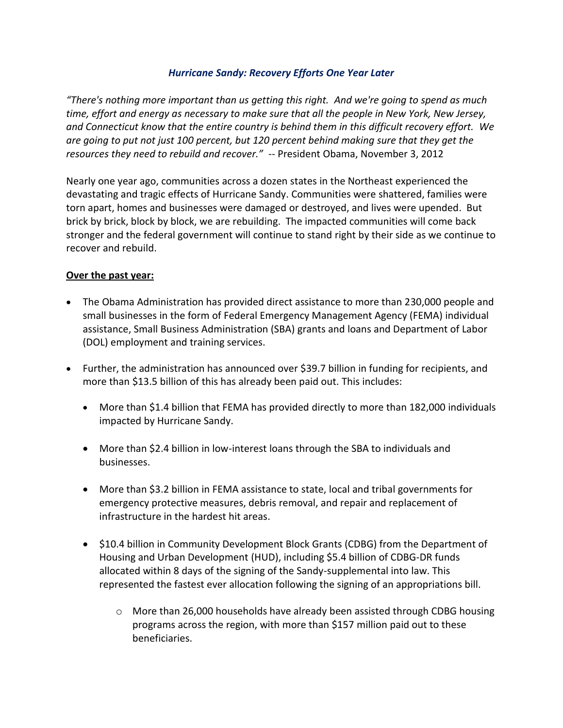# *Hurricane Sandy: Recovery Efforts One Year Later*

*"There's nothing more important than us getting this right. And we're going to spend as much time, effort and energy as necessary to make sure that all the people in New York, New Jersey, and Connecticut know that the entire country is behind them in this difficult recovery effort. We are going to put not just 100 percent, but 120 percent behind making sure that they get the resources they need to rebuild and recover."* -- President Obama, November 3, 2012

Nearly one year ago, communities across a dozen states in the Northeast experienced the devastating and tragic effects of Hurricane Sandy. Communities were shattered, families were torn apart, homes and businesses were damaged or destroyed, and lives were upended. But brick by brick, block by block, we are rebuilding. The impacted communities will come back stronger and the federal government will continue to stand right by their side as we continue to recover and rebuild.

**Over the past year:**

- The Obama Administration has provided direct assistance to more than 230,000 people and small businesses in the form of Federal Emergency Management Agency (FEMA) individual assistance, Small Business Administration (SBA) grants and loans and Department of Labor (DOL) employment and training services.

- Further, the administration has announced over $39.7 billion in funding for recipients, and more than $13.5 billion of this has already been paid out. This includes:

    - More than $1.4 billion that FEMA has provided directly to more than 182,000 individuals impacted by Hurricane Sandy.

    - More than $2.4 billion in low-interest loans through the SBA to individuals and businesses.

    - More than $3.2 billion in FEMA assistance to state, local and tribal governments for emergency protective measures, debris removal, and repair and replacement of infrastructure in the hardest hit areas.

    - $10.4 billion in Community Development Block Grants (CDBG) from the Department of Housing and Urban Development (HUD), including $5.4 billion of CDBG-DR funds allocated within 8 days of the signing of the Sandy-supplemental into law. This represented the fastest ever allocation following the signing of an appropriations bill.

        - More than 26,000 households have already been assisted through CDBG housing programs across the region, with more than $157 million paid out to these beneficiaries.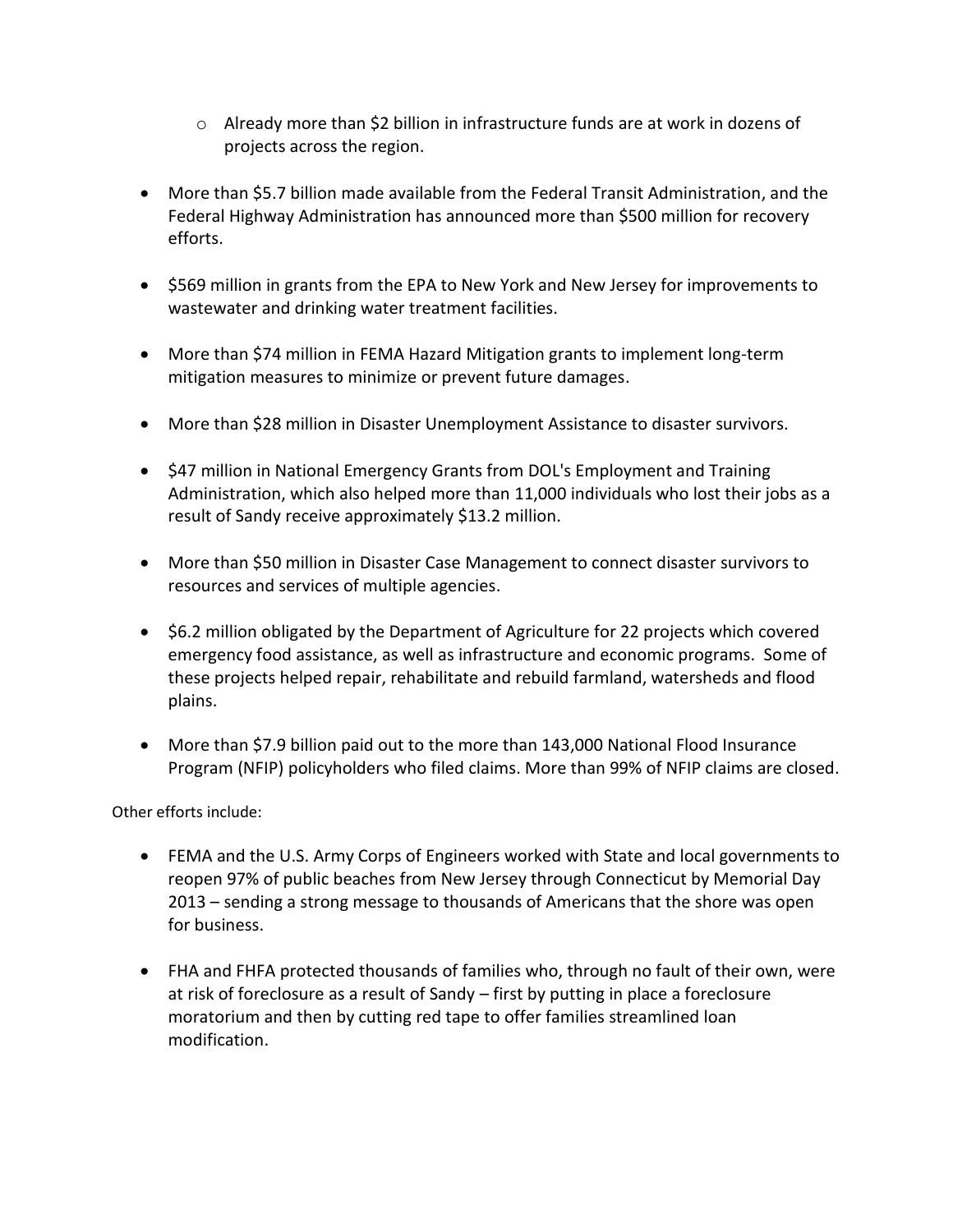- Already more than $2 billion in infrastructure funds are at work in dozens of projects across the region.

- More than $5.7 billion made available from the Federal Transit Administration, and the Federal Highway Administration has announced more than $500 million for recovery efforts.

- $569 million in grants from the EPA to New York and New Jersey for improvements to wastewater and drinking water treatment facilities.

- More than $74 million in FEMA Hazard Mitigation grants to implement long-term mitigation measures to minimize or prevent future damages.

- More than $28 million in Disaster Unemployment Assistance to disaster survivors.

- $47 million in National Emergency Grants from DOL's Employment and Training Administration, which also helped more than 11,000 individuals who lost their jobs as a result of Sandy receive approximately $13.2 million.

- More than $50 million in Disaster Case Management to connect disaster survivors to resources and services of multiple agencies.

- $6.2 million obligated by the Department of Agriculture for 22 projects which covered emergency food assistance, as well as infrastructure and economic programs. Some of these projects helped repair, rehabilitate and rebuild farmland, watersheds and flood plains.

- More than $7.9 billion paid out to the more than 143,000 National Flood Insurance Program (NFIP) policyholders who filed claims. More than 99% of NFIP claims are closed.

Other efforts include:

- FEMA and the U.S. Army Corps of Engineers worked with State and local governments to reopen 97% of public beaches from New Jersey through Connecticut by Memorial Day 2013 – sending a strong message to thousands of Americans that the shore was open for business.

- FHA and FHFA protected thousands of families who, through no fault of their own, were at risk of foreclosure as a result of Sandy – first by putting in place a foreclosure moratorium and then by cutting red tape to offer families streamlined loan modification.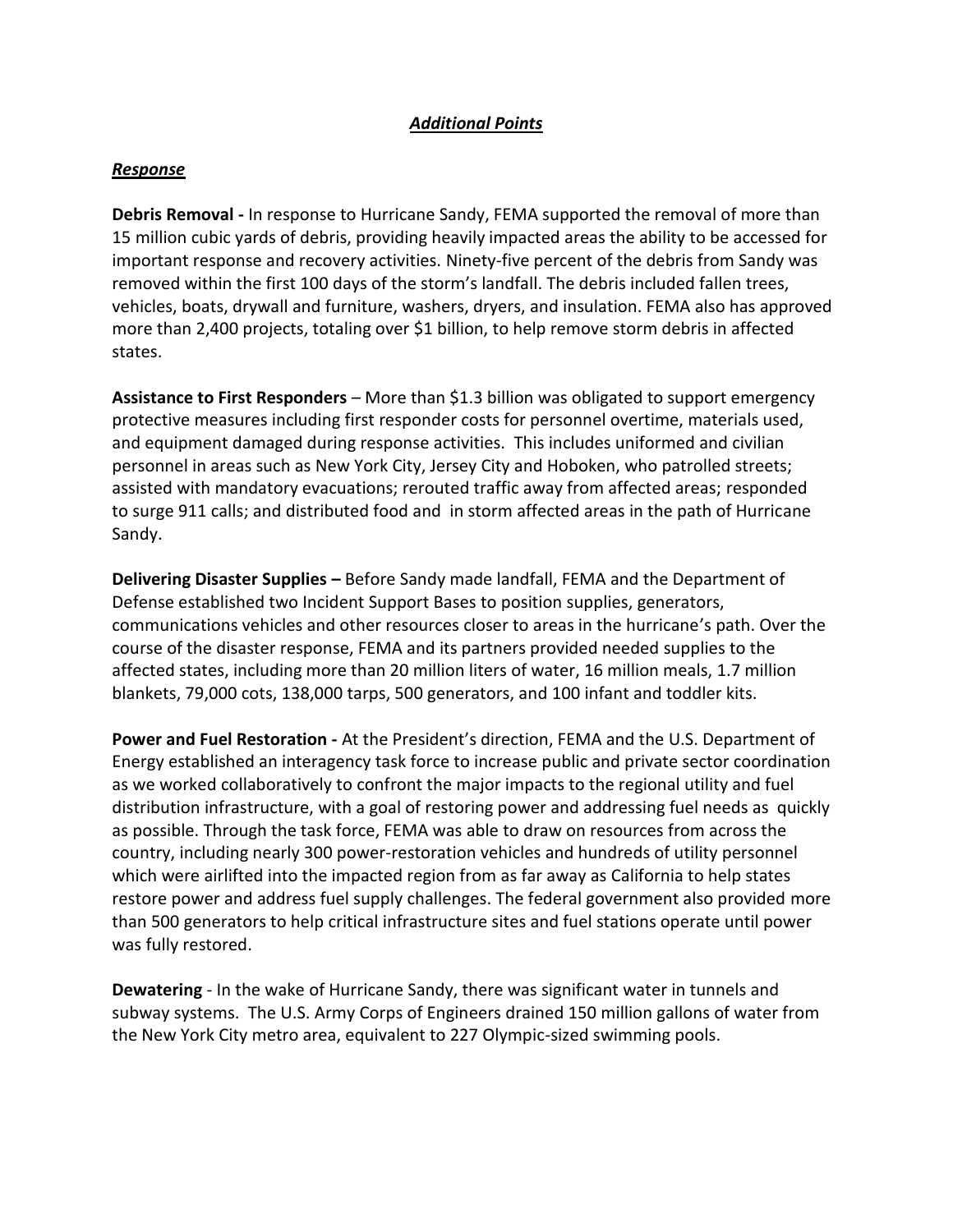***Additional Points***

***Response***

**Debris Removal -** In response to Hurricane Sandy, FEMA supported the removal of more than 15 million cubic yards of debris, providing heavily impacted areas the ability to be accessed for important response and recovery activities. Ninety-five percent of the debris from Sandy was removed within the first 100 days of the storm's landfall. The debris included fallen trees, vehicles, boats, drywall and furniture, washers, dryers, and insulation. FEMA also has approved more than 2,400 projects, totaling over $1 billion, to help remove storm debris in affected states.

**Assistance to First Responders** – More than $1.3 billion was obligated to support emergency protective measures including first responder costs for personnel overtime, materials used, and equipment damaged during response activities. This includes uniformed and civilian personnel in areas such as New York City, Jersey City and Hoboken, who patrolled streets; assisted with mandatory evacuations; rerouted traffic away from affected areas; responded to surge 911 calls; and distributed food and in storm affected areas in the path of Hurricane Sandy.

**Delivering Disaster Supplies –** Before Sandy made landfall, FEMA and the Department of Defense established two Incident Support Bases to position supplies, generators, communications vehicles and other resources closer to areas in the hurricane's path. Over the course of the disaster response, FEMA and its partners provided needed supplies to the affected states, including more than 20 million liters of water, 16 million meals, 1.7 million blankets, 79,000 cots, 138,000 tarps, 500 generators, and 100 infant and toddler kits.

**Power and Fuel Restoration -** At the President's direction, FEMA and the U.S. Department of Energy established an interagency task force to increase public and private sector coordination as we worked collaboratively to confront the major impacts to the regional utility and fuel distribution infrastructure, with a goal of restoring power and addressing fuel needs as quickly as possible. Through the task force, FEMA was able to draw on resources from across the country, including nearly 300 power-restoration vehicles and hundreds of utility personnel which were airlifted into the impacted region from as far away as California to help states restore power and address fuel supply challenges. The federal government also provided more than 500 generators to help critical infrastructure sites and fuel stations operate until power was fully restored.

**Dewatering** - In the wake of Hurricane Sandy, there was significant water in tunnels and subway systems. The U.S. Army Corps of Engineers drained 150 million gallons of water from the New York City metro area, equivalent to 227 Olympic-sized swimming pools.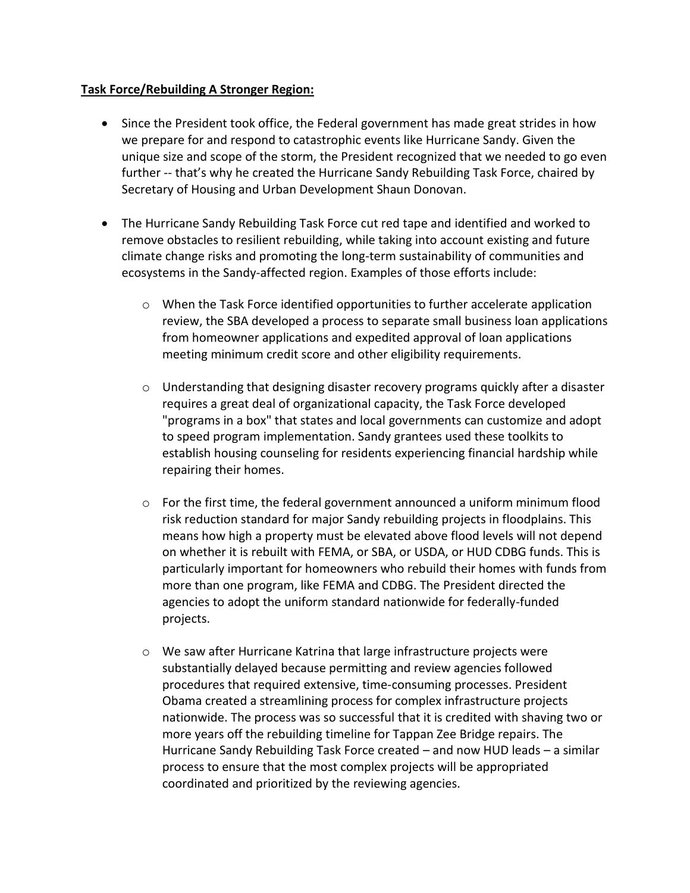**Task Force/Rebuilding A Stronger Region:**

- Since the President took office, the Federal government has made great strides in how we prepare for and respond to catastrophic events like Hurricane Sandy. Given the unique size and scope of the storm, the President recognized that we needed to go even further -- that's why he created the Hurricane Sandy Rebuilding Task Force, chaired by Secretary of Housing and Urban Development Shaun Donovan.

- The Hurricane Sandy Rebuilding Task Force cut red tape and identified and worked to remove obstacles to resilient rebuilding, while taking into account existing and future climate change risks and promoting the long-term sustainability of communities and ecosystems in the Sandy-affected region. Examples of those efforts include:

    - When the Task Force identified opportunities to further accelerate application review, the SBA developed a process to separate small business loan applications from homeowner applications and expedited approval of loan applications meeting minimum credit score and other eligibility requirements.

    - Understanding that designing disaster recovery programs quickly after a disaster requires a great deal of organizational capacity, the Task Force developed "programs in a box" that states and local governments can customize and adopt to speed program implementation. Sandy grantees used these toolkits to establish housing counseling for residents experiencing financial hardship while repairing their homes.

    - For the first time, the federal government announced a uniform minimum flood risk reduction standard for major Sandy rebuilding projects in floodplains. This means how high a property must be elevated above flood levels will not depend on whether it is rebuilt with FEMA, or SBA, or USDA, or HUD CDBG funds. This is particularly important for homeowners who rebuild their homes with funds from more than one program, like FEMA and CDBG. The President directed the agencies to adopt the uniform standard nationwide for federally-funded projects.

    - We saw after Hurricane Katrina that large infrastructure projects were substantially delayed because permitting and review agencies followed procedures that required extensive, time-consuming processes. President Obama created a streamlining process for complex infrastructure projects nationwide. The process was so successful that it is credited with shaving two or more years off the rebuilding timeline for Tappan Zee Bridge repairs. The Hurricane Sandy Rebuilding Task Force created – and now HUD leads – a similar process to ensure that the most complex projects will be appropriated coordinated and prioritized by the reviewing agencies.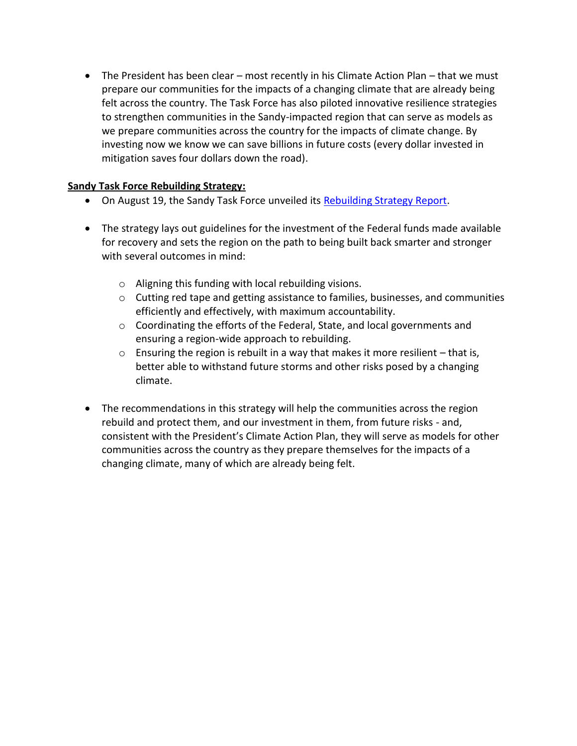- The President has been clear – most recently in his Climate Action Plan – that we must prepare our communities for the impacts of a changing climate that are already being felt across the country. The Task Force has also piloted innovative resilience strategies to strengthen communities in the Sandy-impacted region that can serve as models as we prepare communities across the country for the impacts of climate change. By investing now we know we can save billions in future costs (every dollar invested in mitigation saves four dollars down the road).

**Sandy Task Force Rebuilding Strategy:**

- On August 19, the Sandy Task Force unveiled its Rebuilding Strategy Report.

- The strategy lays out guidelines for the investment of the Federal funds made available for recovery and sets the region on the path to being built back smarter and stronger with several outcomes in mind:
  - Aligning this funding with local rebuilding visions.
  - Cutting red tape and getting assistance to families, businesses, and communities efficiently and effectively, with maximum accountability.
  - Coordinating the efforts of the Federal, State, and local governments and ensuring a region-wide approach to rebuilding.
  - Ensuring the region is rebuilt in a way that makes it more resilient – that is, better able to withstand future storms and other risks posed by a changing climate.

- The recommendations in this strategy will help the communities across the region rebuild and protect them, and our investment in them, from future risks - and, consistent with the President's Climate Action Plan, they will serve as models for other communities across the country as they prepare themselves for the impacts of a changing climate, many of which are already being felt.